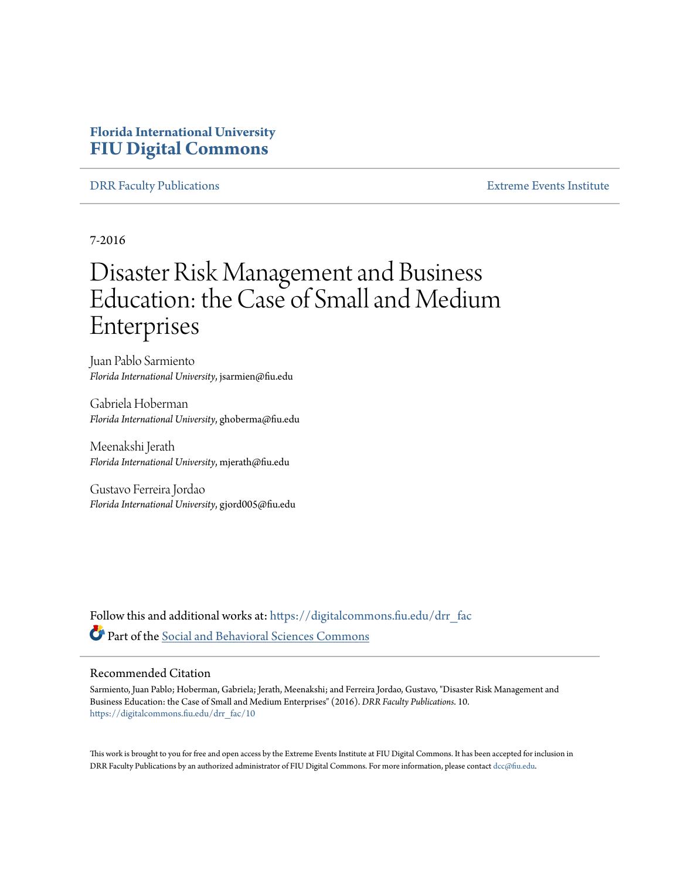Florida International University
**FIU Digital Commons**

DRR Faculty Publications | Extreme Events Institute

7-2016

# Disaster Risk Management and Business Education: the Case of Small and Medium Enterprises

Juan Pablo Sarmiento
*Florida International University*, jsarmien@fiu.edu

Gabriela Hoberman
*Florida International University*, ghoberma@fiu.edu

Meenakshi Jerath
*Florida International University*, mjerath@fiu.edu

Gustavo Ferreira Jordao
*Florida International University*, gjord005@fiu.edu

Follow this and additional works at: https://digitalcommons.fiu.edu/drr_fac

Part of the Social and Behavioral Sciences Commons

## Recommended Citation

Sarmiento, Juan Pablo; Hoberman, Gabriela; Jerath, Meenakshi; and Ferreira Jordao, Gustavo, "Disaster Risk Management and Business Education: the Case of Small and Medium Enterprises" (2016). *DRR Faculty Publications*. 10.
https://digitalcommons.fiu.edu/drr_fac/10

This work is brought to you for free and open access by the Extreme Events Institute at FIU Digital Commons. It has been accepted for inclusion in DRR Faculty Publications by an authorized administrator of FIU Digital Commons. For more information, please contact dcc@fiu.edu.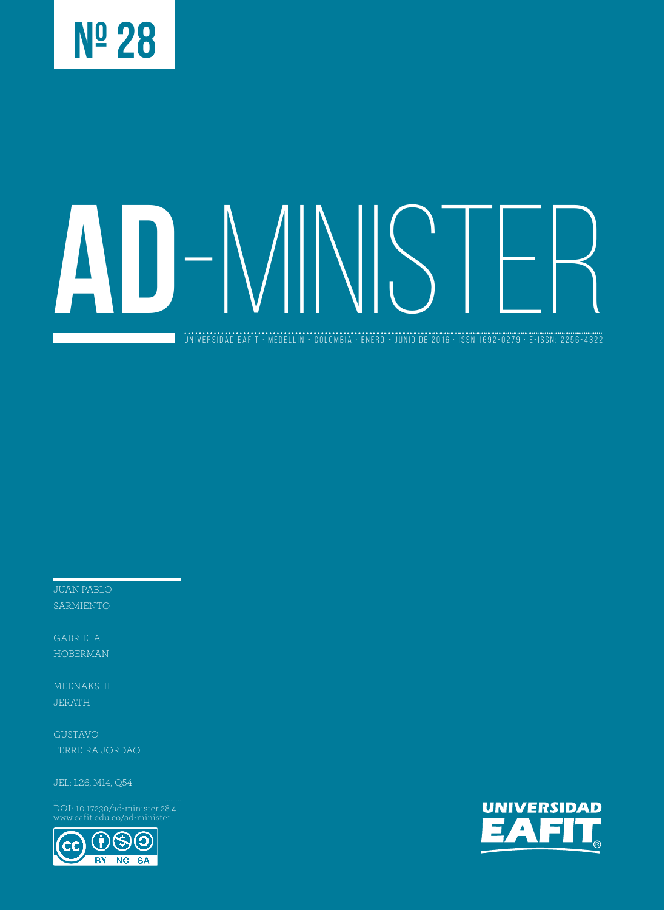# Nº 28

# AD-MINISTER

UNIVERSIDAD EAFIT · MEDELLÍN - COLOMBIA · ENERO - JUNIO DE 2016 · ISSN 1692-0279 · E-ISSN: 2256-4322

JUAN PABLO SARMIENTO

GABRIELA HOBERMAN

MEENAKSHI JERATH

GUSTAVO FERREIRA JORDAO

JEL: L26, M14, Q54

DOI: 10.17230/ad-minister.28.4
www.eafit.edu.co/ad-minister

UNIVERSIDAD EAFIT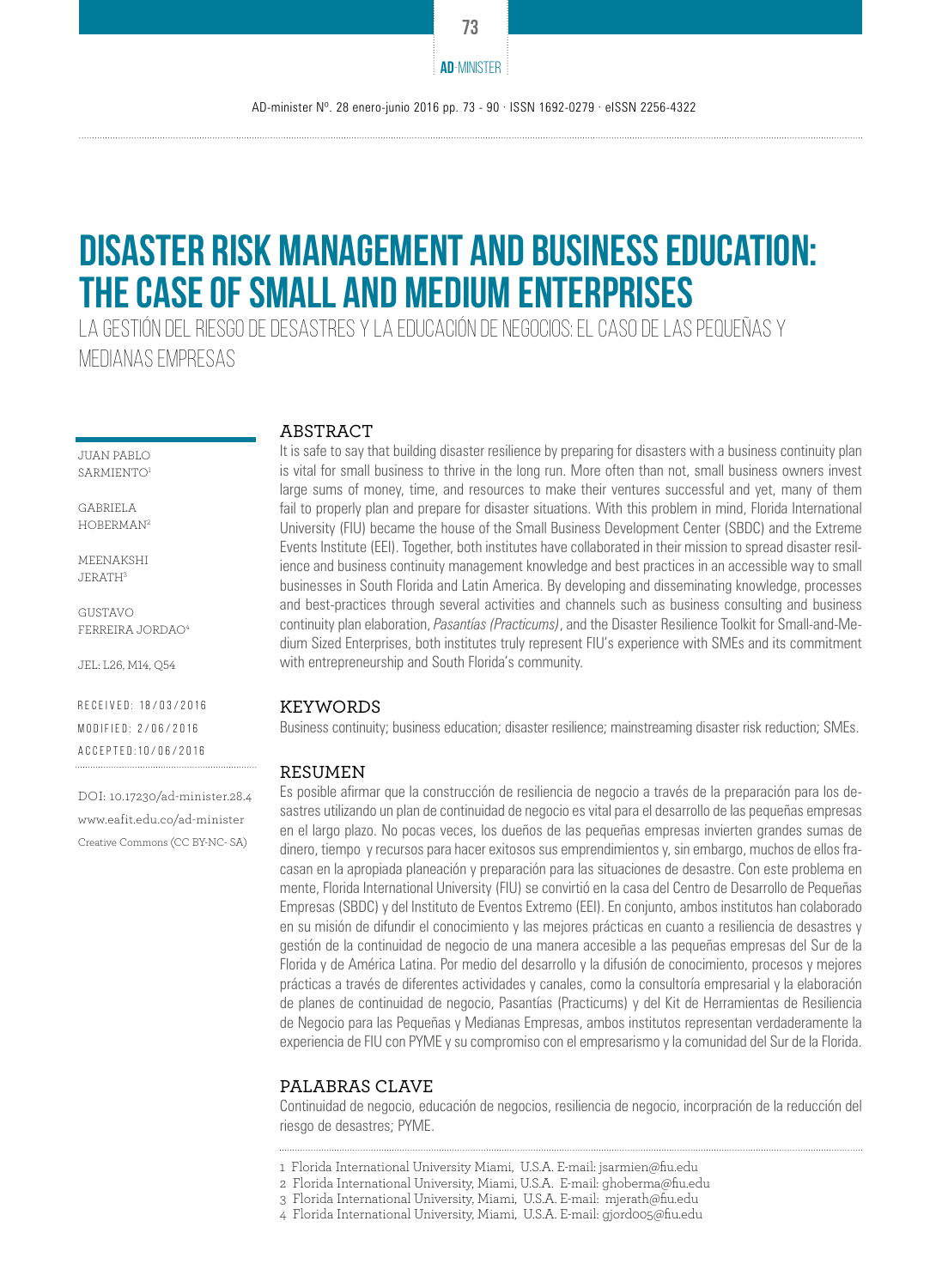# DISASTER RISK MANAGEMENT AND BUSINESS EDUCATION: THE CASE OF SMALL AND MEDIUM ENTERPRISES

## LA GESTIÓN DEL RIESGO DE DESASTRES Y LA EDUCACIÓN DE NEGOCIOS: EL CASO DE LAS PEQUEÑAS Y MEDIANAS EMPRESAS

JUAN PABLO SARMIENTO[1]

GABRIELA HOBERMAN[2]

MEENAKSHI JERATH[3]

GUSTAVO FERREIRA JORDAO[4]

JEL: L26, M14, Q54

RECEIVED: 18/03/2016

MODIFIED: 2/06/2016

ACCEPTED: 10/06/2016

DOI: 10.17230/ad-minister.28.4

www.eafit.edu.co/ad-minister

Creative Commons (CC BY-NC- SA)

### ABSTRACT

It is safe to say that building disaster resilience by preparing for disasters with a business continuity plan is vital for small business to thrive in the long run. More often than not, small business owners invest large sums of money, time, and resources to make their ventures successful and yet, many of them fail to properly plan and prepare for disaster situations. With this problem in mind, Florida International University (FIU) became the house of the Small Business Development Center (SBDC) and the Extreme Events Institute (EEI). Together, both institutes have collaborated in their mission to spread disaster resilience and business continuity management knowledge and best practices in an accessible way to small businesses in South Florida and Latin America. By developing and disseminating knowledge, processes and best-practices through several activities and channels such as business consulting and business continuity plan elaboration, *Pasantías (Practicums)*, and the Disaster Resilience Toolkit for Small-and-Medium Sized Enterprises, both institutes truly represent FIU's experience with SMEs and its commitment with entrepreneurship and South Florida's community.

### KEYWORDS

Business continuity; business education; disaster resilience; mainstreaming disaster risk reduction; SMEs.

### RESUMEN

Es posible afirmar que la construcción de resiliencia de negocio a través de la preparación para los desastres utilizando un plan de continuidad de negocio es vital para el desarrollo de las pequeñas empresas en el largo plazo. No pocas veces, los dueños de las pequeñas empresas invierten grandes sumas de dinero, tiempo y recursos para hacer exitosos sus emprendimientos y, sin embargo, muchos de ellos fracasan en la apropiada planeación y preparación para las situaciones de desastre. Con este problema en mente, Florida International University (FIU) se convirtió en la casa del Centro de Desarrollo de Pequeñas Empresas (SBDC) y del Instituto de Eventos Extremo (EEI). En conjunto, ambos institutos han colaborado en su misión de difundir el conocimiento y las mejores prácticas en cuanto a resiliencia de desastres y gestión de la continuidad de negocio de una manera accesible a las pequeñas empresas del Sur de la Florida y de América Latina. Por medio del desarrollo y la difusión de conocimiento, procesos y mejores prácticas a través de diferentes actividades y canales, como la consultoría empresarial y la elaboración de planes de continuidad de negocio, Pasantías (Practicums) y del Kit de Herramientas de Resiliencia de Negocio para las Pequeñas y Medianas Empresas, ambos institutos representan verdaderamente la experiencia de FIU con PYME y su compromiso con el empresarismo y la comunidad del Sur de la Florida.

### PALABRAS CLAVE

Continuidad de negocio, educación de negocios, resiliencia de negocio, incorpración de la reducción del riesgo de desastres; PYME.

---

1 Florida International University Miami, U.S.A. E-mail: jsarmien@fiu.edu

2 Florida International University, Miami, U.S.A. E-mail: ghoberma@fiu.edu

3 Florida International University, Miami, U.S.A. E-mail: mjerath@fiu.edu

4 Florida International University, Miami, U.S.A. E-mail: gjord005@fiu.edu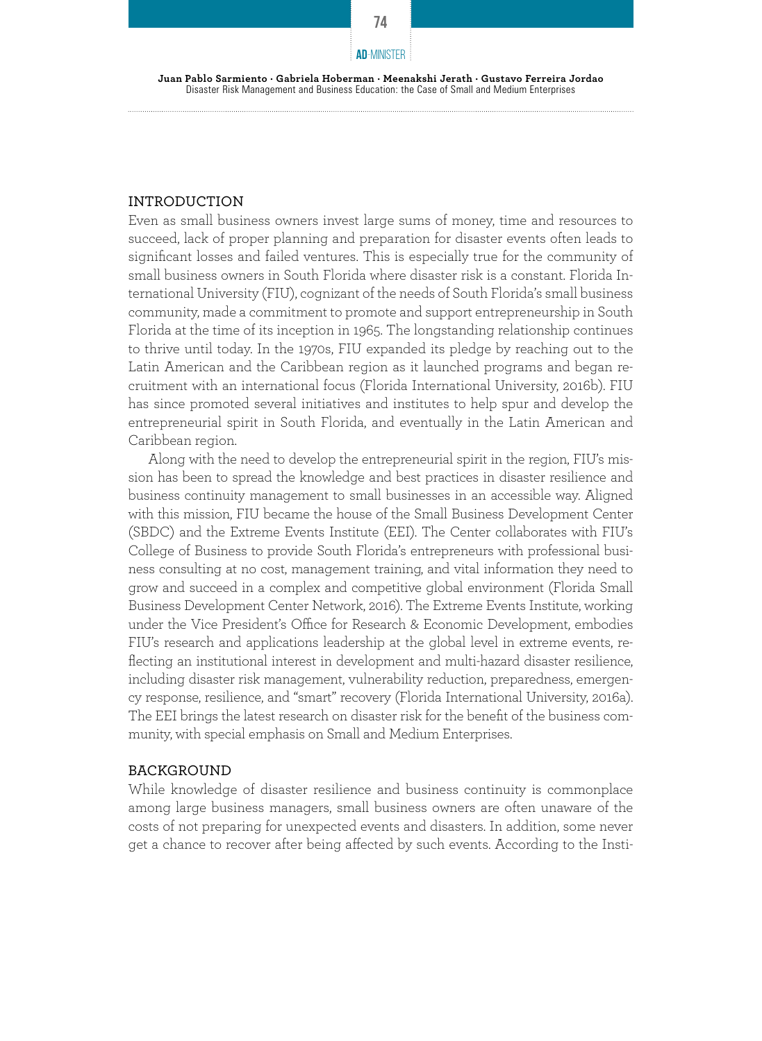## INTRODUCTION

Even as small business owners invest large sums of money, time and resources to succeed, lack of proper planning and preparation for disaster events often leads to significant losses and failed ventures. This is especially true for the community of small business owners in South Florida where disaster risk is a constant. Florida International University (FIU), cognizant of the needs of South Florida's small business community, made a commitment to promote and support entrepreneurship in South Florida at the time of its inception in 1965. The longstanding relationship continues to thrive until today. In the 1970s, FIU expanded its pledge by reaching out to the Latin American and the Caribbean region as it launched programs and began recruitment with an international focus (Florida International University, 2016b). FIU has since promoted several initiatives and institutes to help spur and develop the entrepreneurial spirit in South Florida, and eventually in the Latin American and Caribbean region.

Along with the need to develop the entrepreneurial spirit in the region, FIU's mission has been to spread the knowledge and best practices in disaster resilience and business continuity management to small businesses in an accessible way. Aligned with this mission, FIU became the house of the Small Business Development Center (SBDC) and the Extreme Events Institute (EEI). The Center collaborates with FIU's College of Business to provide South Florida's entrepreneurs with professional business consulting at no cost, management training, and vital information they need to grow and succeed in a complex and competitive global environment (Florida Small Business Development Center Network, 2016). The Extreme Events Institute, working under the Vice President's Office for Research & Economic Development, embodies FIU's research and applications leadership at the global level in extreme events, reflecting an institutional interest in development and multi-hazard disaster resilience, including disaster risk management, vulnerability reduction, preparedness, emergency response, resilience, and "smart" recovery (Florida International University, 2016a). The EEI brings the latest research on disaster risk for the benefit of the business community, with special emphasis on Small and Medium Enterprises.

## BACKGROUND

While knowledge of disaster resilience and business continuity is commonplace among large business managers, small business owners are often unaware of the costs of not preparing for unexpected events and disasters. In addition, some never get a chance to recover after being affected by such events. According to the Insti-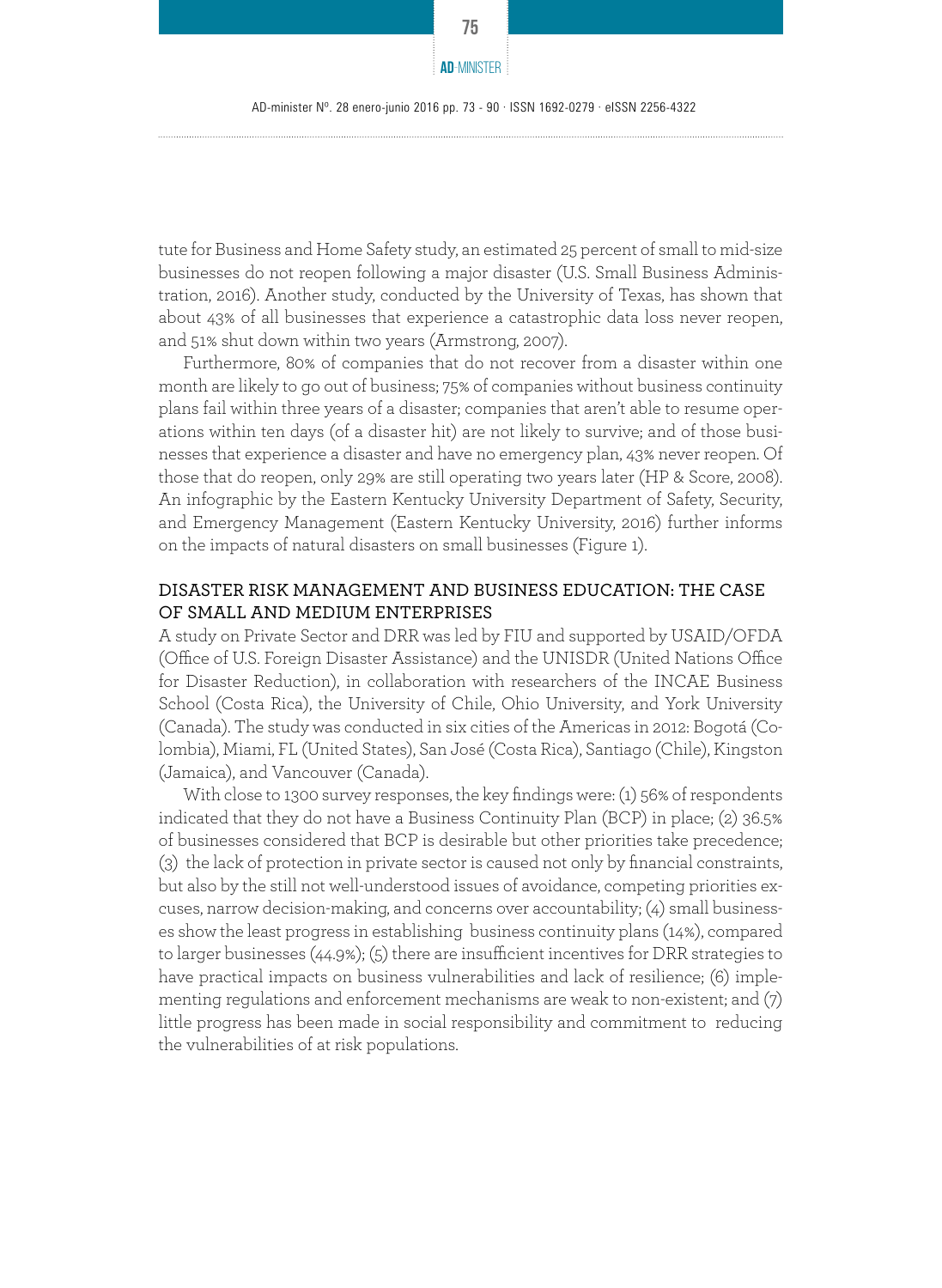tute for Business and Home Safety study, an estimated 25 percent of small to mid-size businesses do not reopen following a major disaster (U.S. Small Business Administration, 2016). Another study, conducted by the University of Texas, has shown that about 43% of all businesses that experience a catastrophic data loss never reopen, and 51% shut down within two years (Armstrong, 2007).

Furthermore, 80% of companies that do not recover from a disaster within one month are likely to go out of business; 75% of companies without business continuity plans fail within three years of a disaster; companies that aren't able to resume operations within ten days (of a disaster hit) are not likely to survive; and of those businesses that experience a disaster and have no emergency plan, 43% never reopen. Of those that do reopen, only 29% are still operating two years later (HP & Score, 2008). An infographic by the Eastern Kentucky University Department of Safety, Security, and Emergency Management (Eastern Kentucky University, 2016) further informs on the impacts of natural disasters on small businesses (Figure 1).

## DISASTER RISK MANAGEMENT AND BUSINESS EDUCATION: THE CASE OF SMALL AND MEDIUM ENTERPRISES

A study on Private Sector and DRR was led by FIU and supported by USAID/OFDA (Office of U.S. Foreign Disaster Assistance) and the UNISDR (United Nations Office for Disaster Reduction), in collaboration with researchers of the INCAE Business School (Costa Rica), the University of Chile, Ohio University, and York University (Canada). The study was conducted in six cities of the Americas in 2012: Bogotá (Colombia), Miami, FL (United States), San José (Costa Rica), Santiago (Chile), Kingston (Jamaica), and Vancouver (Canada).

With close to 1300 survey responses, the key findings were: (1) 56% of respondents indicated that they do not have a Business Continuity Plan (BCP) in place; (2) 36.5% of businesses considered that BCP is desirable but other priorities take precedence; (3) the lack of protection in private sector is caused not only by financial constraints, but also by the still not well-understood issues of avoidance, competing priorities excuses, narrow decision-making, and concerns over accountability; (4) small businesses show the least progress in establishing business continuity plans (14%), compared to larger businesses (44.9%); (5) there are insufficient incentives for DRR strategies to have practical impacts on business vulnerabilities and lack of resilience; (6) implementing regulations and enforcement mechanisms are weak to non-existent; and (7) little progress has been made in social responsibility and commitment to reducing the vulnerabilities of at risk populations.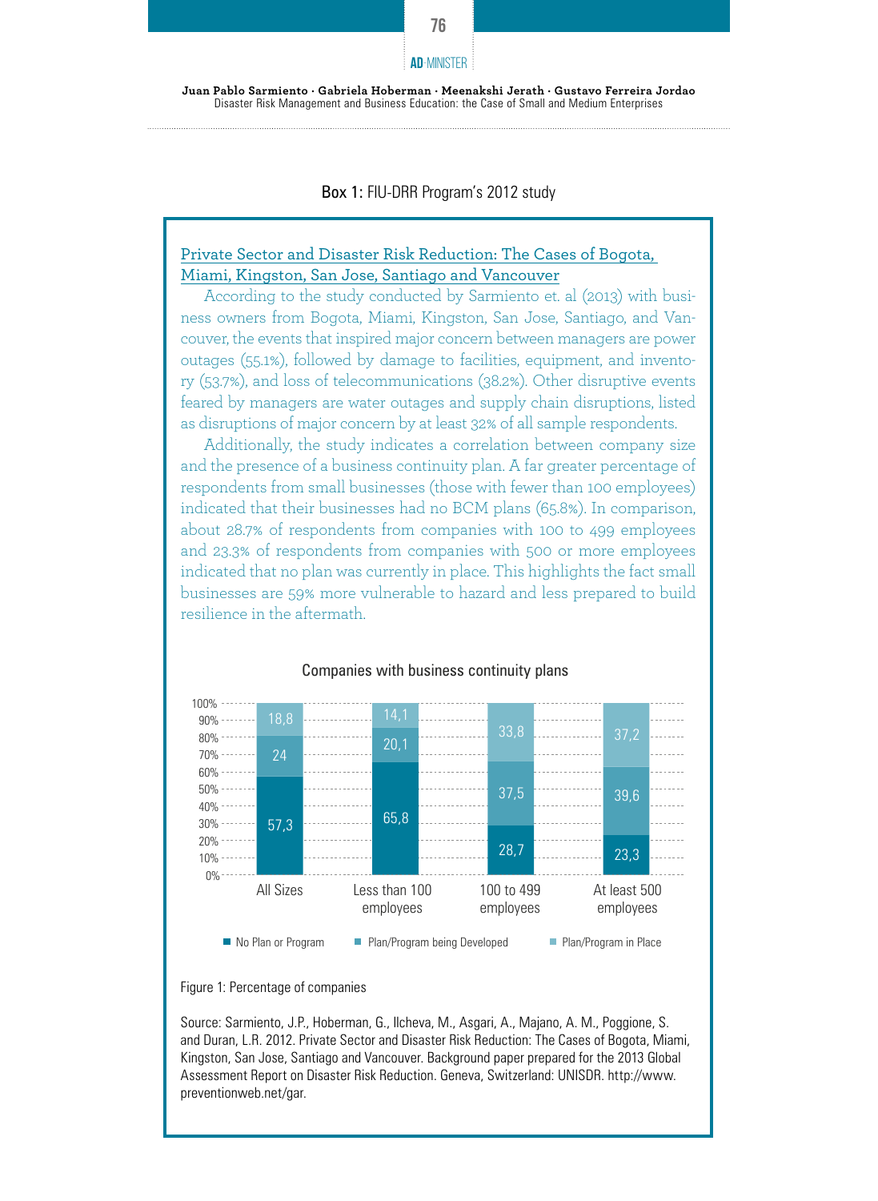Box 1: FIU-DRR Program's 2012 study

## Private Sector and Disaster Risk Reduction: The Cases of Bogota, Miami, Kingston, San Jose, Santiago and Vancouver

According to the study conducted by Sarmiento et. al (2013) with business owners from Bogota, Miami, Kingston, San Jose, Santiago, and Vancouver, the events that inspired major concern between managers are power outages (55.1%), followed by damage to facilities, equipment, and inventory (53.7%), and loss of telecommunications (38.2%). Other disruptive events feared by managers are water outages and supply chain disruptions, listed as disruptions of major concern by at least 32% of all sample respondents.

Additionally, the study indicates a correlation between company size and the presence of a business continuity plan. A far greater percentage of respondents from small businesses (those with fewer than 100 employees) indicated that their businesses had no BCM plans (65.8%). In comparison, about 28.7% of respondents from companies with 100 to 499 employees and 23.3% of respondents from companies with 500 or more employees indicated that no plan was currently in place. This highlights the fact small businesses are 59% more vulnerable to hazard and less prepared to build resilience in the aftermath.

Companies with business continuity plans

| | All Sizes | Less than 100 employees | 100 to 499 employees | At least 500 employees |
|---|---|---|---|---|
| No Plan or Program | 57,3 | 65,8 | 28,7 | 23,3 |
| Plan/Program being Developed | 24 | 20,1 | 37,5 | 39,6 |
| Plan/Program in Place | 18,8 | 14,1 | 33,8 | 37,2 |

Figure 1: Percentage of companies

Source: Sarmiento, J.P., Hoberman, G., Ilcheva, M., Asgari, A., Majano, A. M., Poggione, S. and Duran, L.R. 2012. Private Sector and Disaster Risk Reduction: The Cases of Bogota, Miami, Kingston, San Jose, Santiago and Vancouver. Background paper prepared for the 2013 Global Assessment Report on Disaster Risk Reduction. Geneva, Switzerland: UNISDR. http://www.preventionweb.net/gar.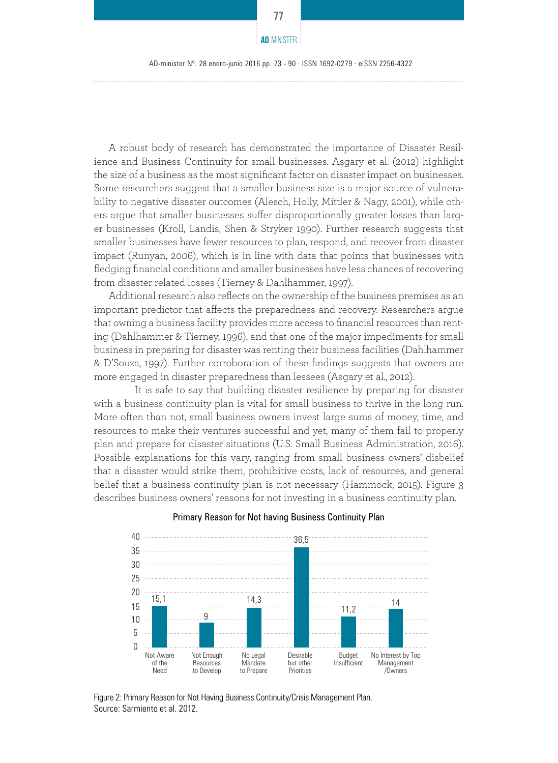A robust body of research has demonstrated the importance of Disaster Resilience and Business Continuity for small businesses. Asgary et al. (2012) highlight the size of a business as the most significant factor on disaster impact on businesses. Some researchers suggest that a smaller business size is a major source of vulnerability to negative disaster outcomes (Alesch, Holly, Mittler & Nagy, 2001), while others argue that smaller businesses suffer disproportionally greater losses than larger businesses (Kroll, Landis, Shen & Stryker 1990). Further research suggests that smaller businesses have fewer resources to plan, respond, and recover from disaster impact (Runyan, 2006), which is in line with data that points that businesses with fledging financial conditions and smaller businesses have less chances of recovering from disaster related losses (Tierney & Dahlhammer, 1997).

Additional research also reflects on the ownership of the business premises as an important predictor that affects the preparedness and recovery. Researchers argue that owning a business facility provides more access to financial resources than renting (Dahlhammer & Tierney, 1996), and that one of the major impediments for small business in preparing for disaster was renting their business facilities (Dahlhammer & D'Souza, 1997). Further corroboration of these findings suggests that owners are more engaged in disaster preparedness than lessees (Asgary et al., 2012).

It is safe to say that building disaster resilience by preparing for disaster with a business continuity plan is vital for small business to thrive in the long run. More often than not, small business owners invest large sums of money, time, and resources to make their ventures successful and yet, many of them fail to properly plan and prepare for disaster situations (U.S. Small Business Administration, 2016). Possible explanations for this vary, ranging from small business owners' disbelief that a disaster would strike them, prohibitive costs, lack of resources, and general belief that a business continuity plan is not necessary (Hammock, 2015). Figure 3 describes business owners' reasons for not investing in a business continuity plan.

**Primary Reason for Not having Business Continuity Plan**

| Reason | Value |
|---|---|
| Not Aware of the Need | 15,1 |
| Not Enough Resources to Develop | 9 |
| No Legal Mandate to Prepare | 14,3 |
| Desirable but other Priorities | 36,5 |
| Budget Insufficient | 11,2 |
| No Interest by Top Management /Owners | 14 |

Figure 2: Primary Reason for Not Having Business Continuity/Crisis Management Plan.
Source: Sarmiento et al. 2012.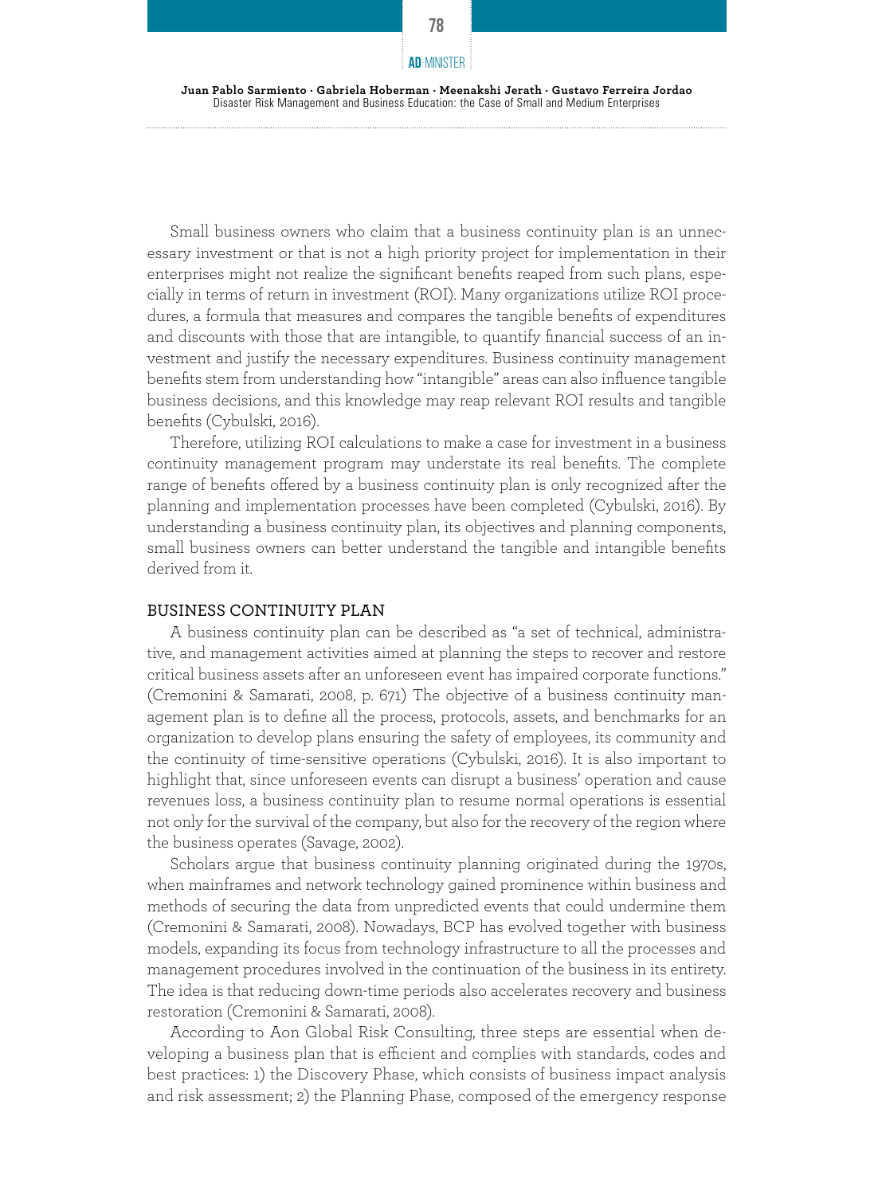Small business owners who claim that a business continuity plan is an unnecessary investment or that is not a high priority project for implementation in their enterprises might not realize the significant benefits reaped from such plans, especially in terms of return in investment (ROI). Many organizations utilize ROI procedures, a formula that measures and compares the tangible benefits of expenditures and discounts with those that are intangible, to quantify financial success of an investment and justify the necessary expenditures. Business continuity management benefits stem from understanding how "intangible" areas can also influence tangible business decisions, and this knowledge may reap relevant ROI results and tangible benefits (Cybulski, 2016).

Therefore, utilizing ROI calculations to make a case for investment in a business continuity management program may understate its real benefits. The complete range of benefits offered by a business continuity plan is only recognized after the planning and implementation processes have been completed (Cybulski, 2016). By understanding a business continuity plan, its objectives and planning components, small business owners can better understand the tangible and intangible benefits derived from it.

## BUSINESS CONTINUITY PLAN

A business continuity plan can be described as "a set of technical, administrative, and management activities aimed at planning the steps to recover and restore critical business assets after an unforeseen event has impaired corporate functions." (Cremonini & Samarati, 2008, p. 671) The objective of a business continuity management plan is to define all the process, protocols, assets, and benchmarks for an organization to develop plans ensuring the safety of employees, its community and the continuity of time-sensitive operations (Cybulski, 2016). It is also important to highlight that, since unforeseen events can disrupt a business' operation and cause revenues loss, a business continuity plan to resume normal operations is essential not only for the survival of the company, but also for the recovery of the region where the business operates (Savage, 2002).

Scholars argue that business continuity planning originated during the 1970s, when mainframes and network technology gained prominence within business and methods of securing the data from unpredicted events that could undermine them (Cremonini & Samarati, 2008). Nowadays, BCP has evolved together with business models, expanding its focus from technology infrastructure to all the processes and management procedures involved in the continuation of the business in its entirety. The idea is that reducing down-time periods also accelerates recovery and business restoration (Cremonini & Samarati, 2008).

According to Aon Global Risk Consulting, three steps are essential when developing a business plan that is efficient and complies with standards, codes and best practices: 1) the Discovery Phase, which consists of business impact analysis and risk assessment; 2) the Planning Phase, composed of the emergency response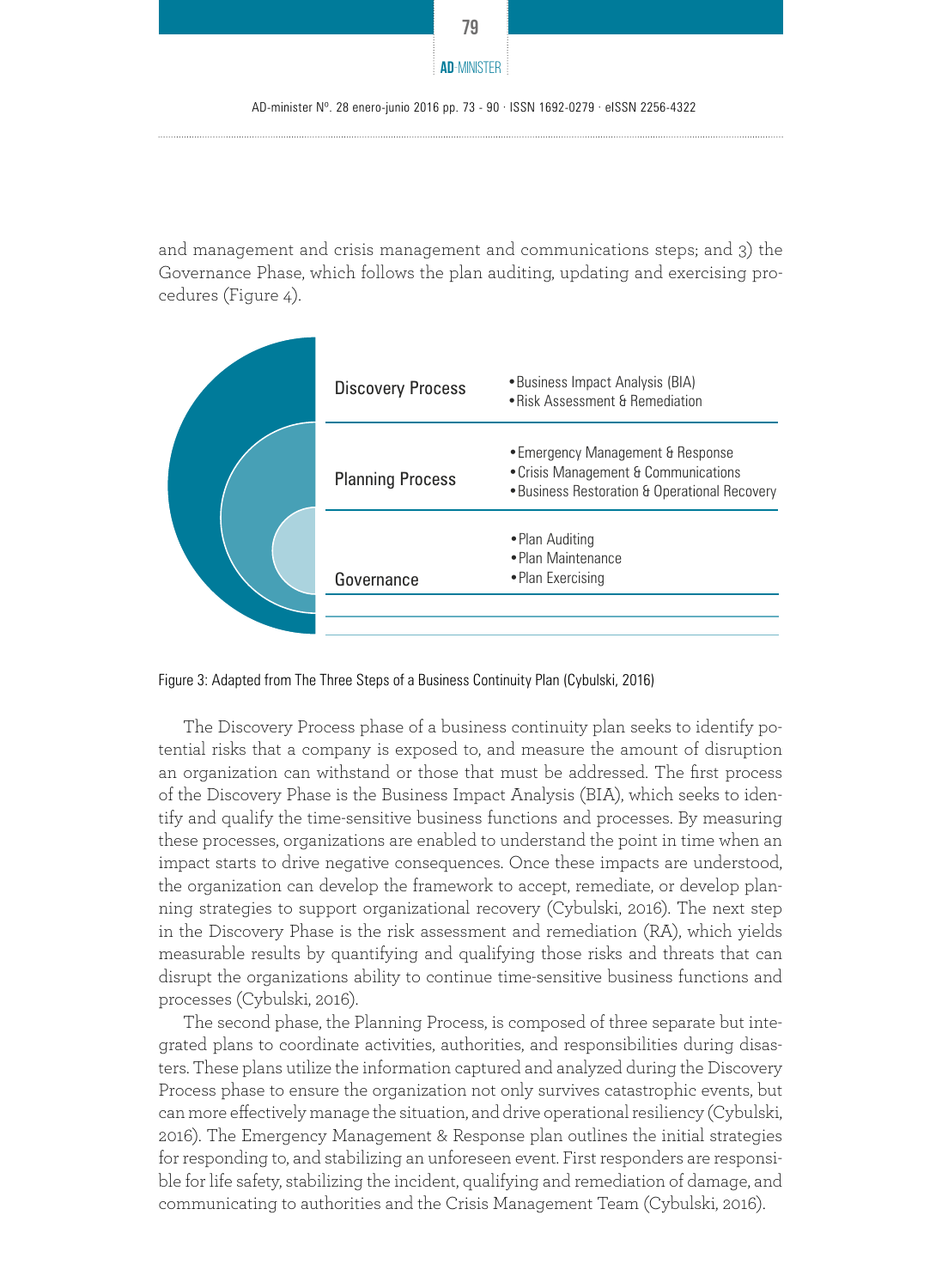and management and crisis management and communications steps; and 3) the Governance Phase, which follows the plan auditing, updating and exercising procedures (Figure 4).

| | |
|---|---|
| Discovery Process | • Business Impact Analysis (BIA)<br>• Risk Assessment & Remediation |
| Planning Process | • Emergency Management & Response<br>• Crisis Management & Communications<br>• Business Restoration & Operational Recovery |
| Governance | • Plan Auditing<br>• Plan Maintenance<br>• Plan Exercising |

Figure 3: Adapted from The Three Steps of a Business Continuity Plan (Cybulski, 2016)

The Discovery Process phase of a business continuity plan seeks to identify potential risks that a company is exposed to, and measure the amount of disruption an organization can withstand or those that must be addressed. The first process of the Discovery Phase is the Business Impact Analysis (BIA), which seeks to identify and qualify the time-sensitive business functions and processes. By measuring these processes, organizations are enabled to understand the point in time when an impact starts to drive negative consequences. Once these impacts are understood, the organization can develop the framework to accept, remediate, or develop planning strategies to support organizational recovery (Cybulski, 2016). The next step in the Discovery Phase is the risk assessment and remediation (RA), which yields measurable results by quantifying and qualifying those risks and threats that can disrupt the organizations ability to continue time-sensitive business functions and processes (Cybulski, 2016).

The second phase, the Planning Process, is composed of three separate but integrated plans to coordinate activities, authorities, and responsibilities during disasters. These plans utilize the information captured and analyzed during the Discovery Process phase to ensure the organization not only survives catastrophic events, but can more effectively manage the situation, and drive operational resiliency (Cybulski, 2016). The Emergency Management & Response plan outlines the initial strategies for responding to, and stabilizing an unforeseen event. First responders are responsible for life safety, stabilizing the incident, qualifying and remediation of damage, and communicating to authorities and the Crisis Management Team (Cybulski, 2016).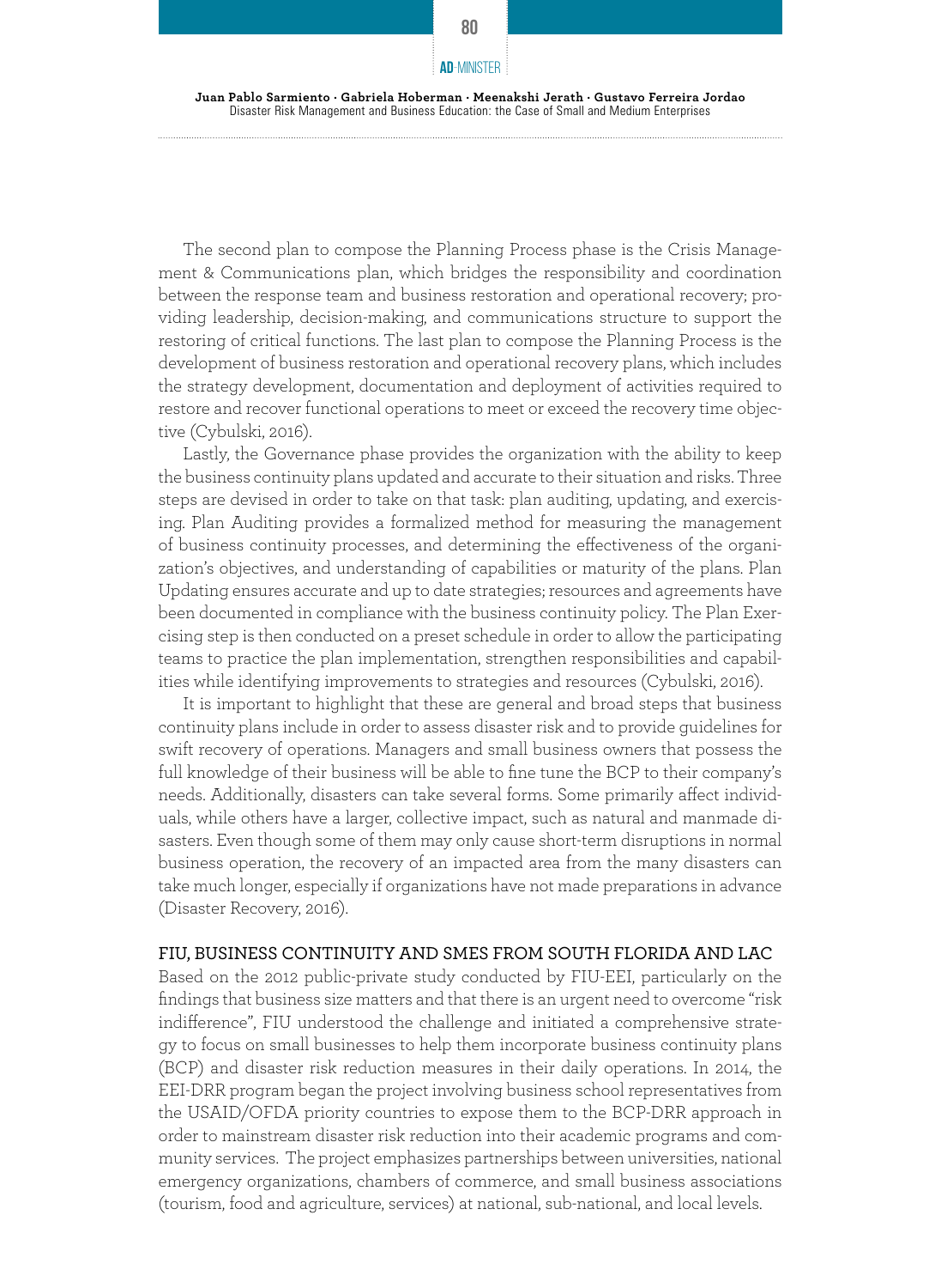The second plan to compose the Planning Process phase is the Crisis Management & Communications plan, which bridges the responsibility and coordination between the response team and business restoration and operational recovery; providing leadership, decision-making, and communications structure to support the restoring of critical functions. The last plan to compose the Planning Process is the development of business restoration and operational recovery plans, which includes the strategy development, documentation and deployment of activities required to restore and recover functional operations to meet or exceed the recovery time objective (Cybulski, 2016).

Lastly, the Governance phase provides the organization with the ability to keep the business continuity plans updated and accurate to their situation and risks. Three steps are devised in order to take on that task: plan auditing, updating, and exercising. Plan Auditing provides a formalized method for measuring the management of business continuity processes, and determining the effectiveness of the organization's objectives, and understanding of capabilities or maturity of the plans. Plan Updating ensures accurate and up to date strategies; resources and agreements have been documented in compliance with the business continuity policy. The Plan Exercising step is then conducted on a preset schedule in order to allow the participating teams to practice the plan implementation, strengthen responsibilities and capabilities while identifying improvements to strategies and resources (Cybulski, 2016).

It is important to highlight that these are general and broad steps that business continuity plans include in order to assess disaster risk and to provide guidelines for swift recovery of operations. Managers and small business owners that possess the full knowledge of their business will be able to fine tune the BCP to their company's needs. Additionally, disasters can take several forms. Some primarily affect individuals, while others have a larger, collective impact, such as natural and manmade disasters. Even though some of them may only cause short-term disruptions in normal business operation, the recovery of an impacted area from the many disasters can take much longer, especially if organizations have not made preparations in advance (Disaster Recovery, 2016).

## FIU, BUSINESS CONTINUITY AND SMES FROM SOUTH FLORIDA AND LAC

Based on the 2012 public-private study conducted by FIU-EEI, particularly on the findings that business size matters and that there is an urgent need to overcome "risk indifference", FIU understood the challenge and initiated a comprehensive strategy to focus on small businesses to help them incorporate business continuity plans (BCP) and disaster risk reduction measures in their daily operations. In 2014, the EEI-DRR program began the project involving business school representatives from the USAID/OFDA priority countries to expose them to the BCP-DRR approach in order to mainstream disaster risk reduction into their academic programs and community services. The project emphasizes partnerships between universities, national emergency organizations, chambers of commerce, and small business associations (tourism, food and agriculture, services) at national, sub-national, and local levels.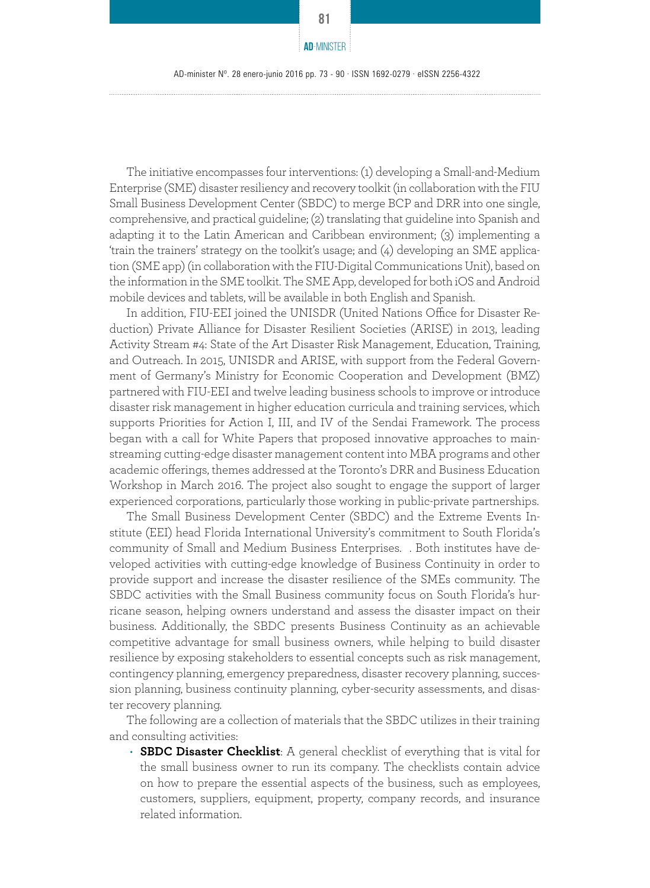The initiative encompasses four interventions: (1) developing a Small-and-Medium Enterprise (SME) disaster resiliency and recovery toolkit (in collaboration with the FIU Small Business Development Center (SBDC) to merge BCP and DRR into one single, comprehensive, and practical guideline; (2) translating that guideline into Spanish and adapting it to the Latin American and Caribbean environment; (3) implementing a 'train the trainers' strategy on the toolkit's usage; and (4) developing an SME application (SME app) (in collaboration with the FIU-Digital Communications Unit), based on the information in the SME toolkit. The SME App, developed for both iOS and Android mobile devices and tablets, will be available in both English and Spanish.

In addition, FIU-EEI joined the UNISDR (United Nations Office for Disaster Reduction) Private Alliance for Disaster Resilient Societies (ARISE) in 2013, leading Activity Stream #4: State of the Art Disaster Risk Management, Education, Training, and Outreach. In 2015, UNISDR and ARISE, with support from the Federal Government of Germany's Ministry for Economic Cooperation and Development (BMZ) partnered with FIU-EEI and twelve leading business schools to improve or introduce disaster risk management in higher education curricula and training services, which supports Priorities for Action I, III, and IV of the Sendai Framework. The process began with a call for White Papers that proposed innovative approaches to mainstreaming cutting-edge disaster management content into MBA programs and other academic offerings, themes addressed at the Toronto's DRR and Business Education Workshop in March 2016. The project also sought to engage the support of larger experienced corporations, particularly those working in public-private partnerships.

The Small Business Development Center (SBDC) and the Extreme Events Institute (EEI) head Florida International University's commitment to South Florida's community of Small and Medium Business Enterprises. . Both institutes have developed activities with cutting-edge knowledge of Business Continuity in order to provide support and increase the disaster resilience of the SMEs community. The SBDC activities with the Small Business community focus on South Florida's hurricane season, helping owners understand and assess the disaster impact on their business. Additionally, the SBDC presents Business Continuity as an achievable competitive advantage for small business owners, while helping to build disaster resilience by exposing stakeholders to essential concepts such as risk management, contingency planning, emergency preparedness, disaster recovery planning, succession planning, business continuity planning, cyber-security assessments, and disaster recovery planning.

The following are a collection of materials that the SBDC utilizes in their training and consulting activities:

- **SBDC Disaster Checklist**: A general checklist of everything that is vital for the small business owner to run its company. The checklists contain advice on how to prepare the essential aspects of the business, such as employees, customers, suppliers, equipment, property, company records, and insurance related information.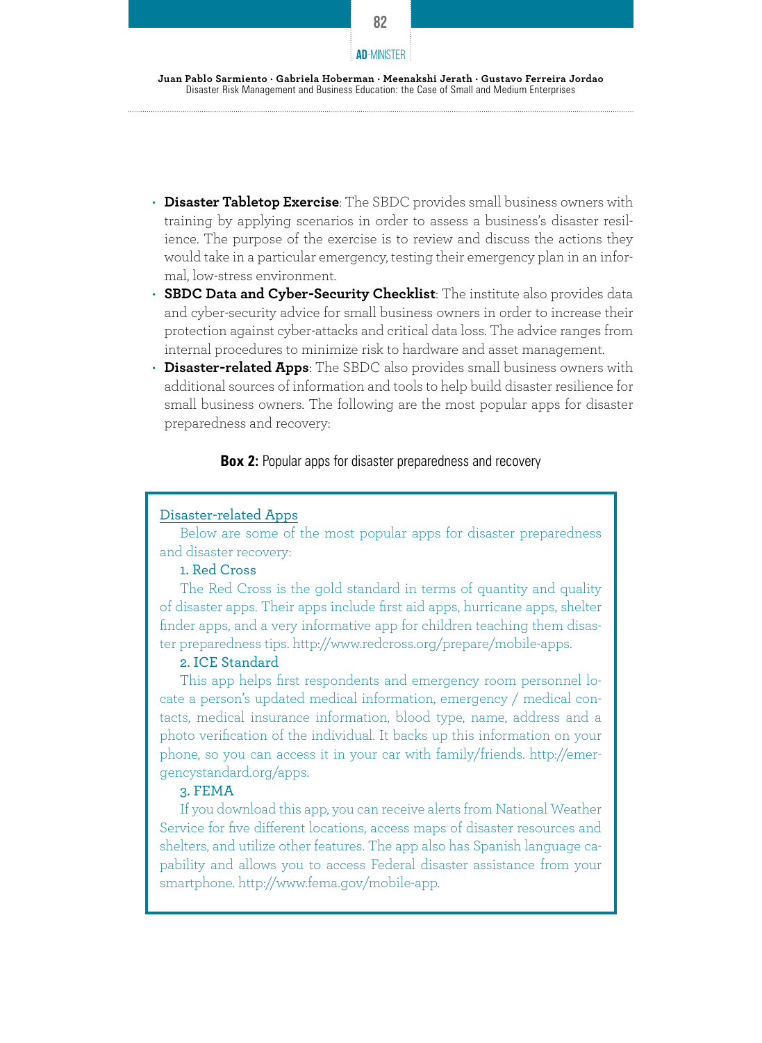- **Disaster Tabletop Exercise**: The SBDC provides small business owners with training by applying scenarios in order to assess a business's disaster resilience. The purpose of the exercise is to review and discuss the actions they would take in a particular emergency, testing their emergency plan in an informal, low-stress environment.
- **SBDC Data and Cyber-Security Checklist**: The institute also provides data and cyber-security advice for small business owners in order to increase their protection against cyber-attacks and critical data loss. The advice ranges from internal procedures to minimize risk to hardware and asset management.
- **Disaster-related Apps**: The SBDC also provides small business owners with additional sources of information and tools to help build disaster resilience for small business owners. The following are the most popular apps for disaster preparedness and recovery:

**Box 2:** Popular apps for disaster preparedness and recovery

Disaster-related Apps

Below are some of the most popular apps for disaster preparedness and disaster recovery:

1. Red Cross

The Red Cross is the gold standard in terms of quantity and quality of disaster apps. Their apps include first aid apps, hurricane apps, shelter finder apps, and a very informative app for children teaching them disaster preparedness tips. http://www.redcross.org/prepare/mobile-apps.

2. ICE Standard

This app helps first respondents and emergency room personnel locate a person's updated medical information, emergency / medical contacts, medical insurance information, blood type, name, address and a photo verification of the individual. It backs up this information on your phone, so you can access it in your car with family/friends. http://emergencystandard.org/apps.

3. FEMA

If you download this app, you can receive alerts from National Weather Service for five different locations, access maps of disaster resources and shelters, and utilize other features. The app also has Spanish language capability and allows you to access Federal disaster assistance from your smartphone. http://www.fema.gov/mobile-app.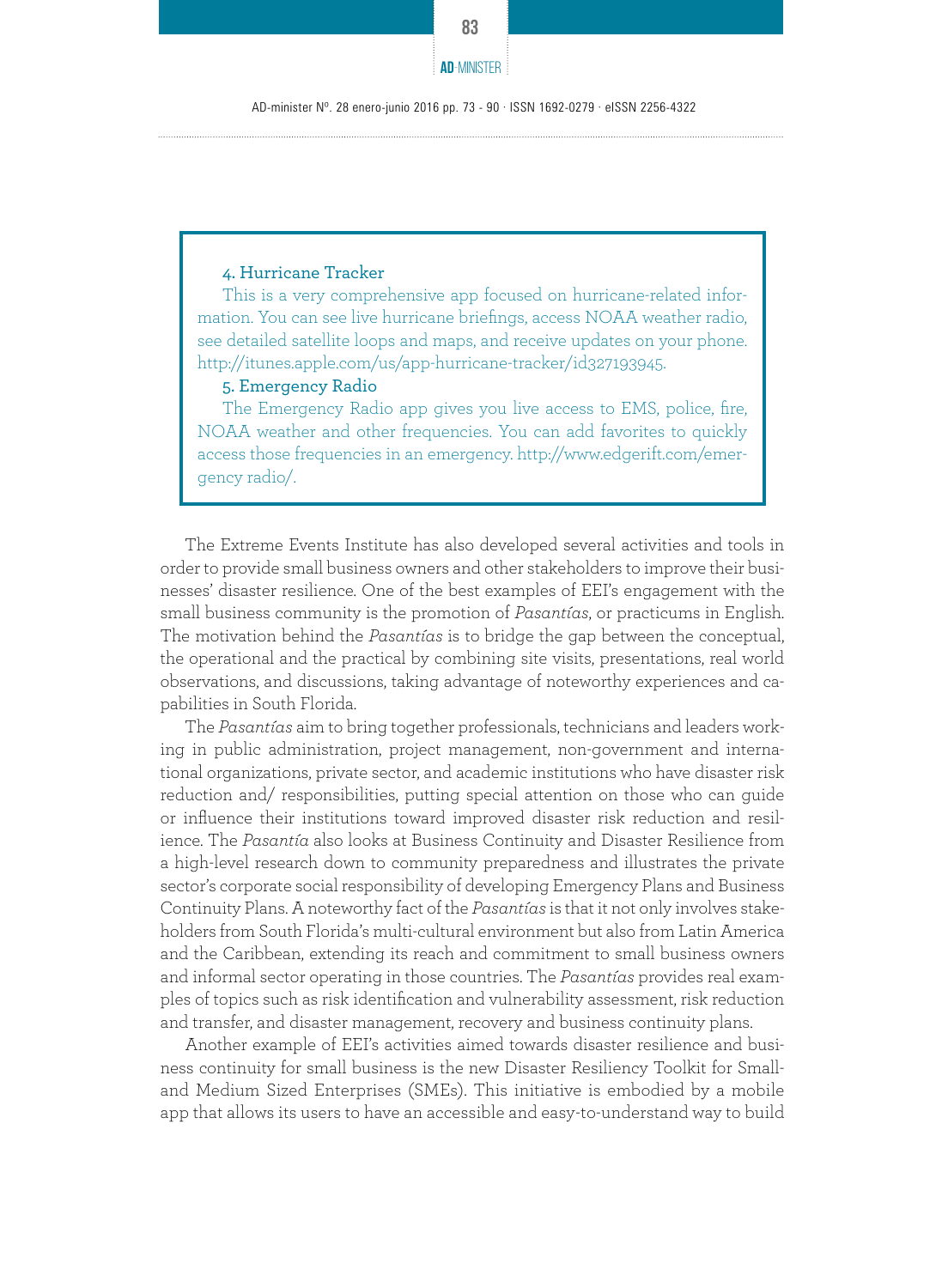4. Hurricane Tracker

This is a very comprehensive app focused on hurricane-related information. You can see live hurricane briefings, access NOAA weather radio, see detailed satellite loops and maps, and receive updates on your phone. http://itunes.apple.com/us/app-hurricane-tracker/id327193945.

5. Emergency Radio

The Emergency Radio app gives you live access to EMS, police, fire, NOAA weather and other frequencies. You can add favorites to quickly access those frequencies in an emergency. http://www.edgerift.com/emergency radio/.

The Extreme Events Institute has also developed several activities and tools in order to provide small business owners and other stakeholders to improve their businesses' disaster resilience. One of the best examples of EEI's engagement with the small business community is the promotion of *Pasantías*, or practicums in English. The motivation behind the *Pasantías* is to bridge the gap between the conceptual, the operational and the practical by combining site visits, presentations, real world observations, and discussions, taking advantage of noteworthy experiences and capabilities in South Florida.

The *Pasantías* aim to bring together professionals, technicians and leaders working in public administration, project management, non-government and international organizations, private sector, and academic institutions who have disaster risk reduction and/ responsibilities, putting special attention on those who can guide or influence their institutions toward improved disaster risk reduction and resilience. The *Pasantía* also looks at Business Continuity and Disaster Resilience from a high-level research down to community preparedness and illustrates the private sector's corporate social responsibility of developing Emergency Plans and Business Continuity Plans. A noteworthy fact of the *Pasantías* is that it not only involves stakeholders from South Florida's multi-cultural environment but also from Latin America and the Caribbean, extending its reach and commitment to small business owners and informal sector operating in those countries. The *Pasantías* provides real examples of topics such as risk identification and vulnerability assessment, risk reduction and transfer, and disaster management, recovery and business continuity plans.

Another example of EEI's activities aimed towards disaster resilience and business continuity for small business is the new Disaster Resiliency Toolkit for Small- and Medium Sized Enterprises (SMEs). This initiative is embodied by a mobile app that allows its users to have an accessible and easy-to-understand way to build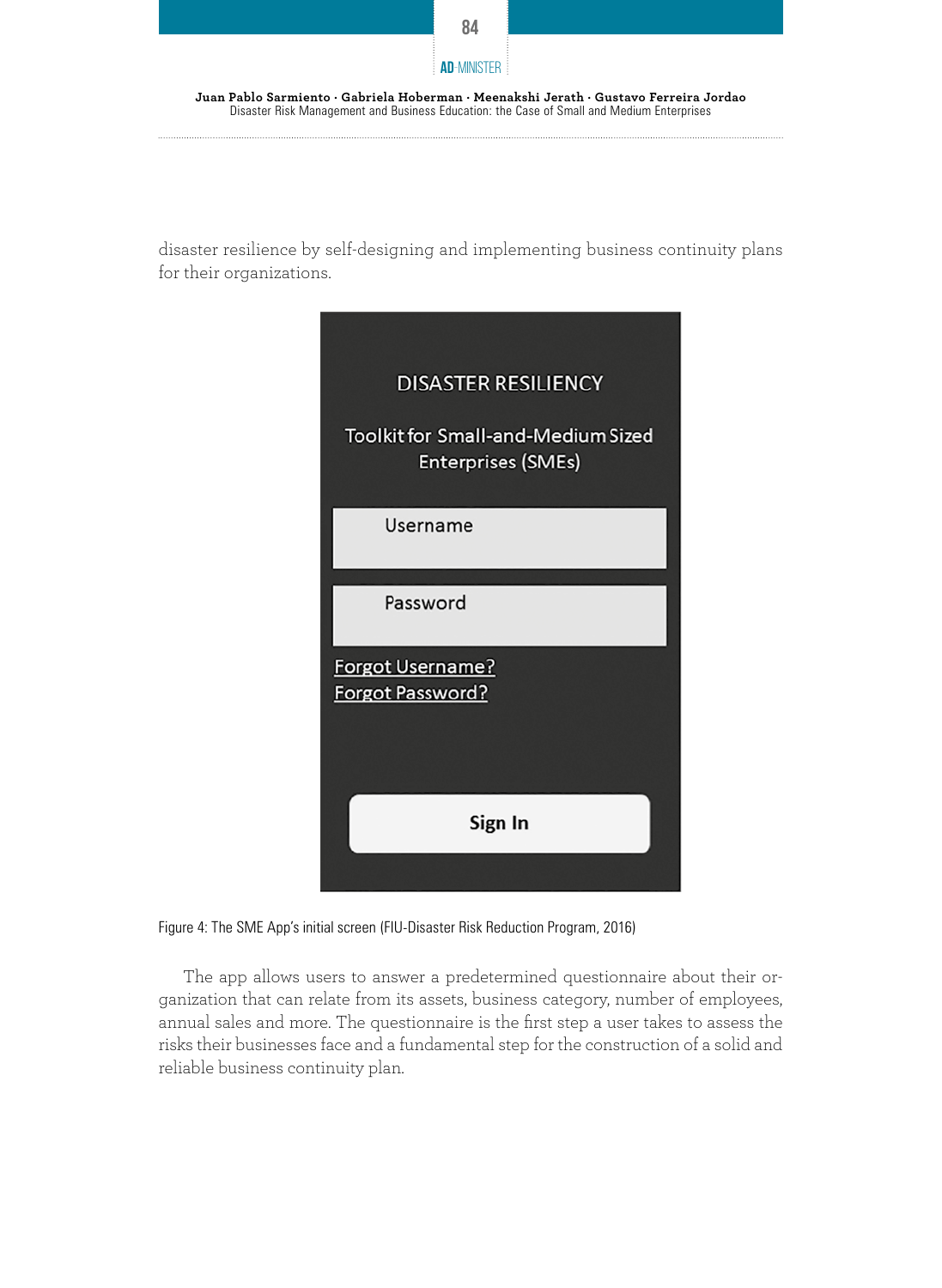disaster resilience by self-designing and implementing business continuity plans for their organizations.

DISASTER RESILIENCY

Toolkit for Small-and-Medium Sized Enterprises (SMEs)

Username

Password

Forgot Username?
Forgot Password?

Sign In

Figure 4: The SME App's initial screen (FIU-Disaster Risk Reduction Program, 2016)

The app allows users to answer a predetermined questionnaire about their organization that can relate from its assets, business category, number of employees, annual sales and more. The questionnaire is the first step a user takes to assess the risks their businesses face and a fundamental step for the construction of a solid and reliable business continuity plan.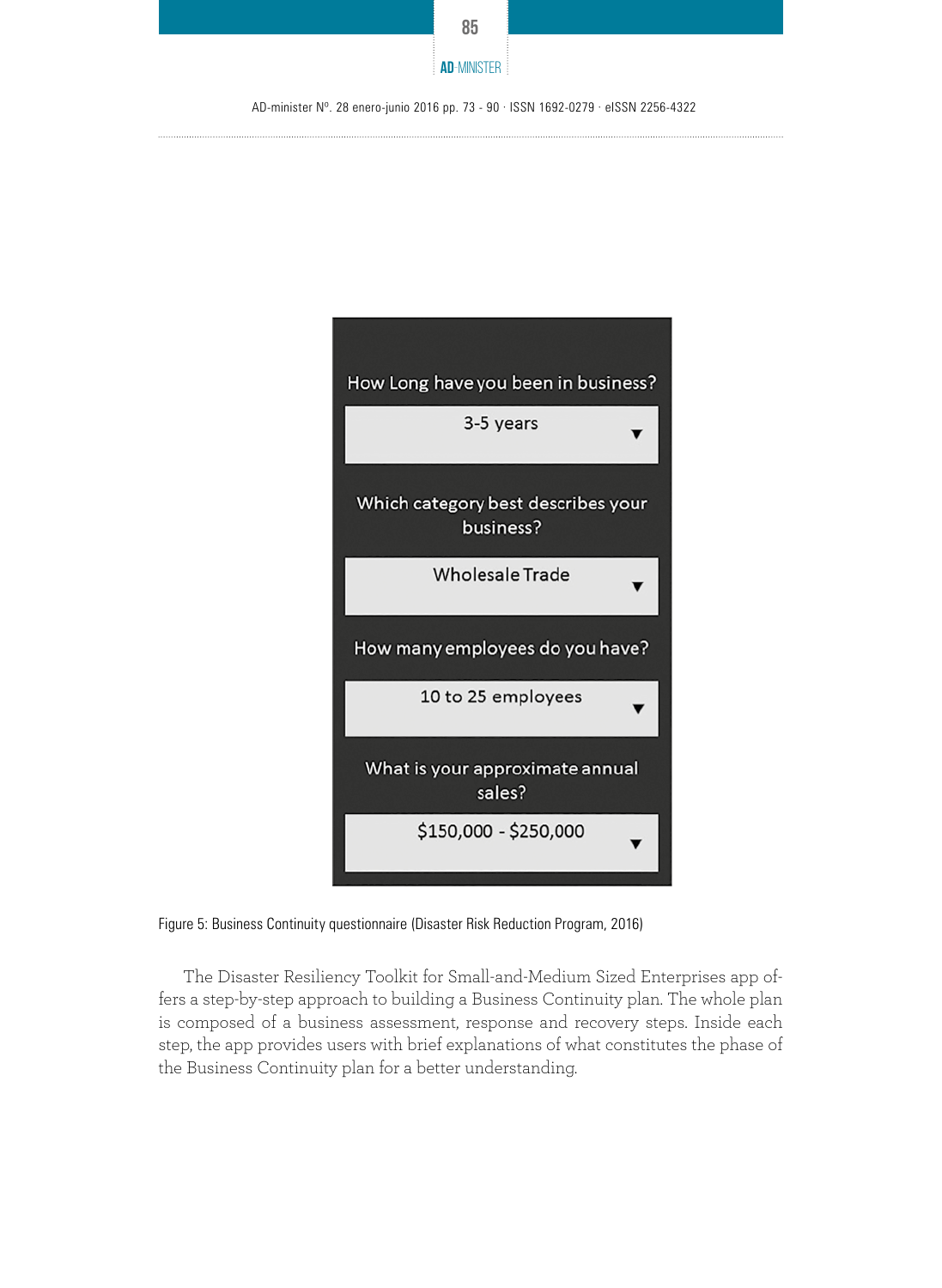How Long have you been in business?

3-5 years ▼

Which category best describes your business?

Wholesale Trade ▼

How many employees do you have?

10 to 25 employees ▼

What is your approximate annual sales?

$150,000 - $250,000 ▼

Figure 5: Business Continuity questionnaire (Disaster Risk Reduction Program, 2016)

The Disaster Resiliency Toolkit for Small-and-Medium Sized Enterprises app offers a step-by-step approach to building a Business Continuity plan. The whole plan is composed of a business assessment, response and recovery steps. Inside each step, the app provides users with brief explanations of what constitutes the phase of the Business Continuity plan for a better understanding.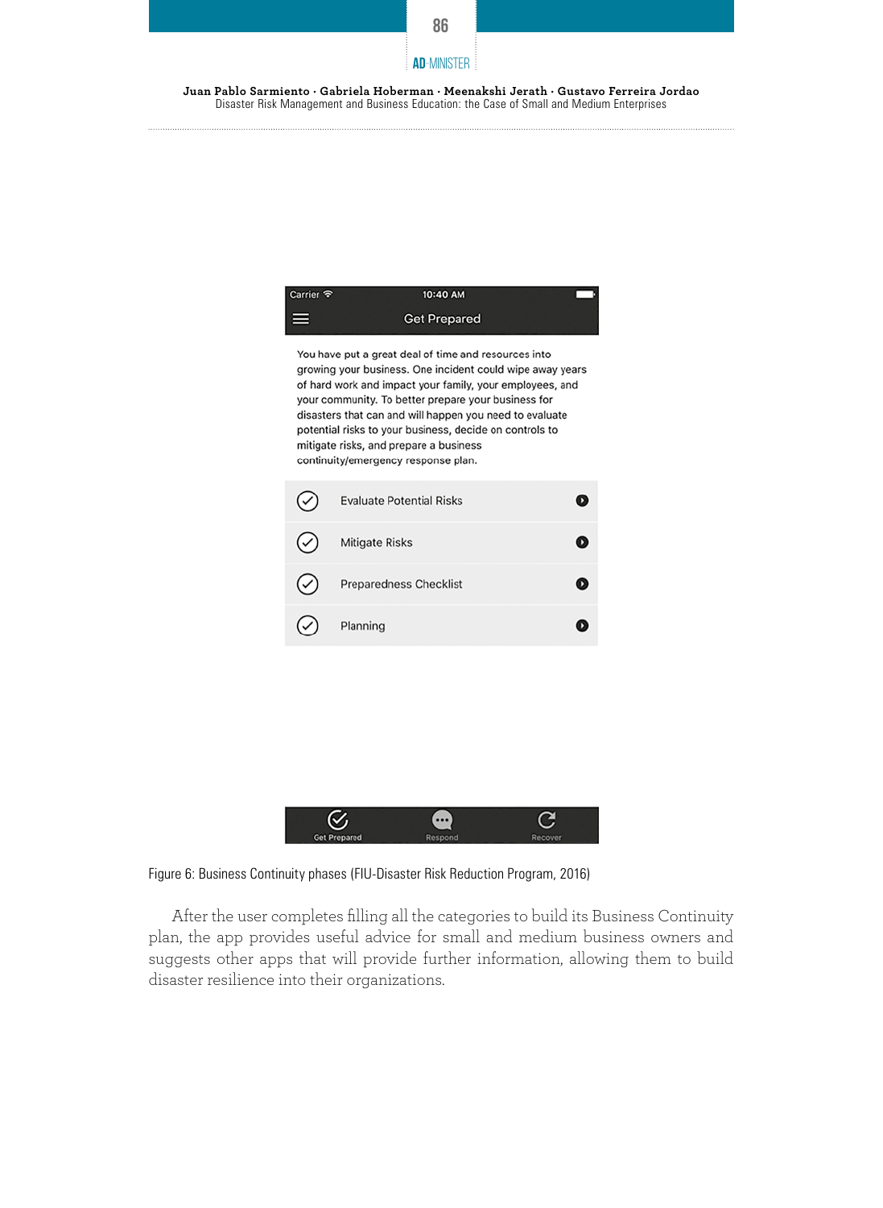Figure 6: Business Continuity phases (FIU-Disaster Risk Reduction Program, 2016)

After the user completes filling all the categories to build its Business Continuity plan, the app provides useful advice for small and medium business owners and suggests other apps that will provide further information, allowing them to build disaster resilience into their organizations.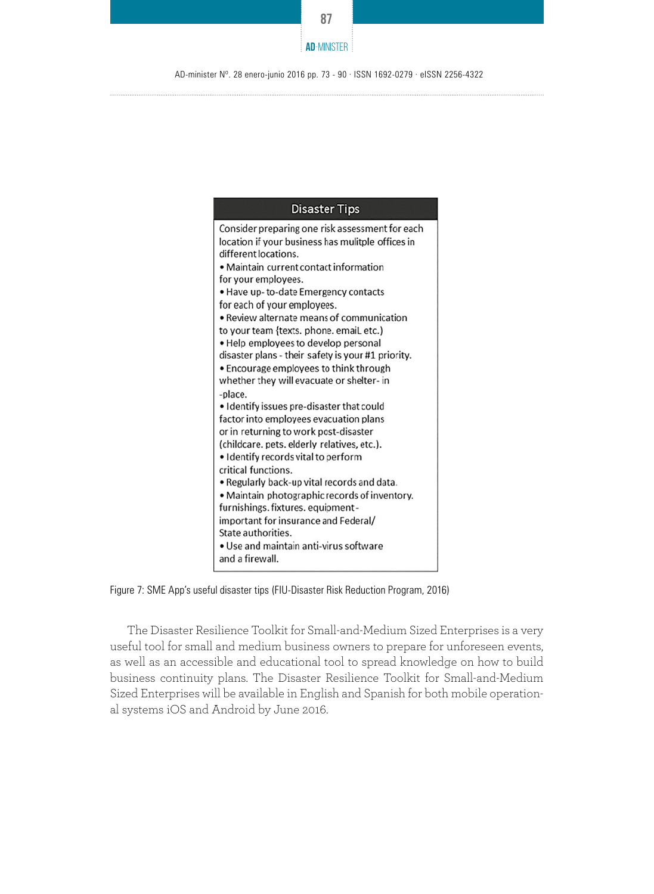**Disaster Tips**

Consider preparing one risk assessment for each location if your business has mulitple offices in different locations.

- Maintain current contact information for your employees.
- Have up- to-date Emergency contacts for each of your employees.
- Review alternate means of communication to your team {texts. phone. emaiL etc.)
- Help employees to develop personal disaster plans - their safety is your #1 priority.
- Encourage employees to think through whether they will evacuate or shelter- in -place.
- Identify issues pre-disaster that could factor into employees evacuation plans or in returning to work post-disaster (childcare. pets. elderly relatives, etc.).
- Identify records vital to perform critical functions.
- Regularly back-up vital records and data.
- Maintain photographic records of inventory. furnishings. fixtures. equipment - important for insurance and Federal/ State authorities.
- Use and maintain anti-virus software and a firewall.

Figure 7: SME App's useful disaster tips (FIU-Disaster Risk Reduction Program, 2016)

The Disaster Resilience Toolkit for Small-and-Medium Sized Enterprises is a very useful tool for small and medium business owners to prepare for unforeseen events, as well as an accessible and educational tool to spread knowledge on how to build business continuity plans. The Disaster Resilience Toolkit for Small-and-Medium Sized Enterprises will be available in English and Spanish for both mobile operational systems iOS and Android by June 2016.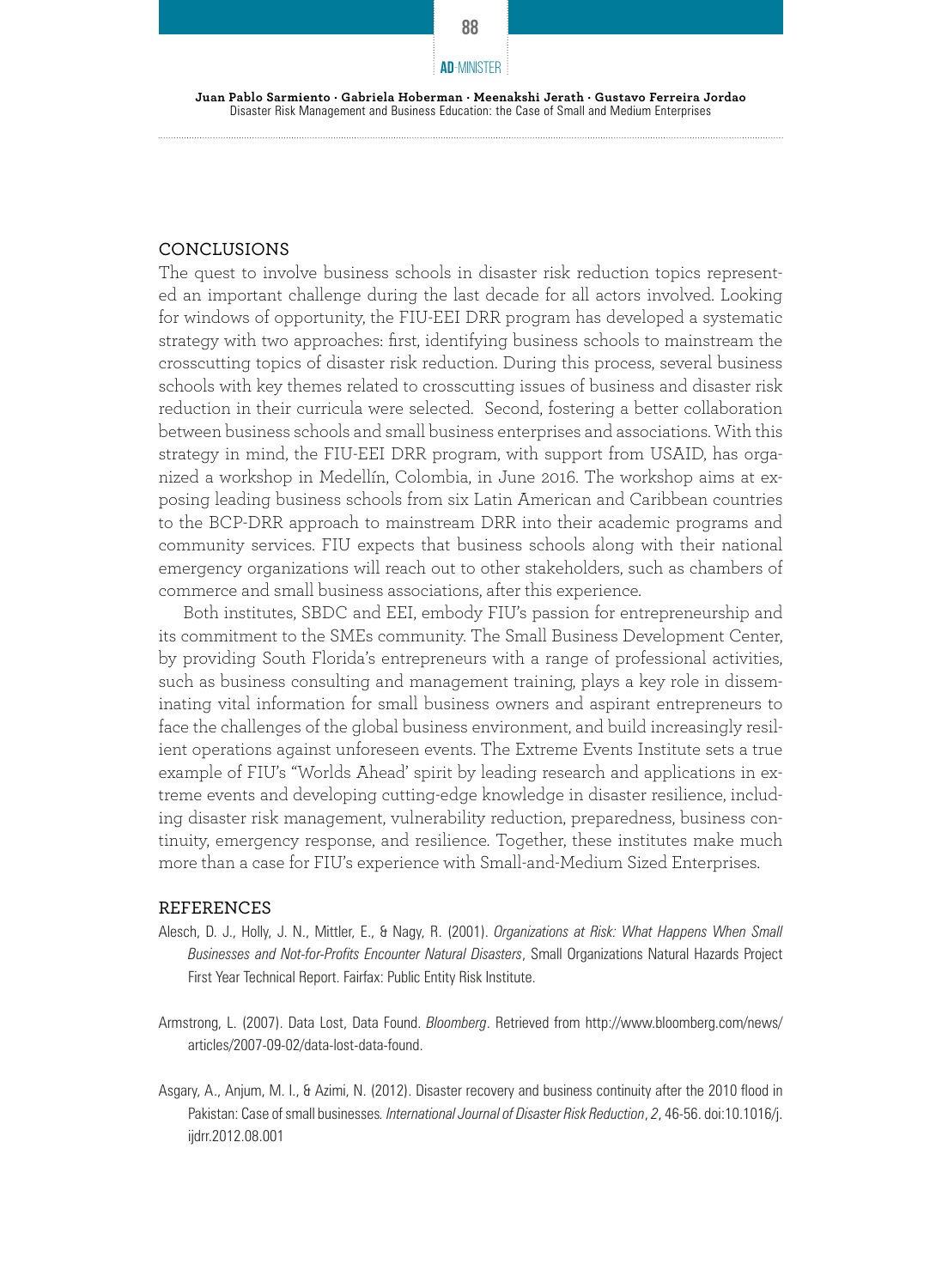## CONCLUSIONS

The quest to involve business schools in disaster risk reduction topics represented an important challenge during the last decade for all actors involved. Looking for windows of opportunity, the FIU-EEI DRR program has developed a systematic strategy with two approaches: first, identifying business schools to mainstream the crosscutting topics of disaster risk reduction. During this process, several business schools with key themes related to crosscutting issues of business and disaster risk reduction in their curricula were selected. Second, fostering a better collaboration between business schools and small business enterprises and associations. With this strategy in mind, the FIU-EEI DRR program, with support from USAID, has organized a workshop in Medellín, Colombia, in June 2016. The workshop aims at exposing leading business schools from six Latin American and Caribbean countries to the BCP-DRR approach to mainstream DRR into their academic programs and community services. FIU expects that business schools along with their national emergency organizations will reach out to other stakeholders, such as chambers of commerce and small business associations, after this experience.

Both institutes, SBDC and EEI, embody FIU's passion for entrepreneurship and its commitment to the SMEs community. The Small Business Development Center, by providing South Florida's entrepreneurs with a range of professional activities, such as business consulting and management training, plays a key role in disseminating vital information for small business owners and aspirant entrepreneurs to face the challenges of the global business environment, and build increasingly resilient operations against unforeseen events. The Extreme Events Institute sets a true example of FIU's "Worlds Ahead' spirit by leading research and applications in extreme events and developing cutting-edge knowledge in disaster resilience, including disaster risk management, vulnerability reduction, preparedness, business continuity, emergency response, and resilience. Together, these institutes make much more than a case for FIU's experience with Small-and-Medium Sized Enterprises.

## REFERENCES

Alesch, D. J., Holly, J. N., Mittler, E., & Nagy, R. (2001). *Organizations at Risk: What Happens When Small Businesses and Not-for-Profits Encounter Natural Disasters*, Small Organizations Natural Hazards Project First Year Technical Report. Fairfax: Public Entity Risk Institute.

Armstrong, L. (2007). Data Lost, Data Found. *Bloomberg*. Retrieved from http://www.bloomberg.com/news/articles/2007-09-02/data-lost-data-found.

Asgary, A., Anjum, M. I., & Azimi, N. (2012). Disaster recovery and business continuity after the 2010 flood in Pakistan: Case of small businesses. *International Journal of Disaster Risk Reduction*, *2*, 46-56. doi:10.1016/j.ijdrr.2012.08.001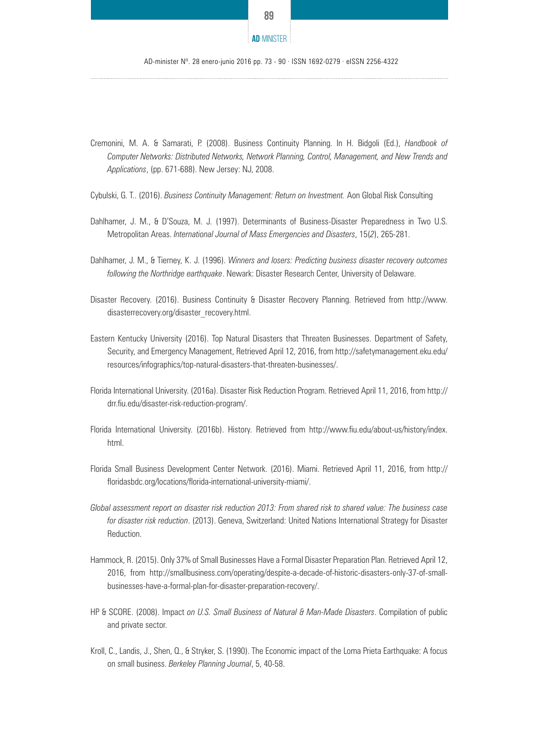Cremonini, M. A. & Samarati, P. (2008). Business Continuity Planning. In H. Bidgoli (Ed.), *Handbook of Computer Networks: Distributed Networks, Network Planning, Control, Management, and New Trends and Applications*, (pp. 671-688). New Jersey: NJ, 2008.

Cybulski, G. T.. (2016). *Business Continuity Management: Return on Investment.* Aon Global Risk Consulting

Dahlhamer, J. M., & D'Souza, M. J. (1997). Determinants of Business-Disaster Preparedness in Two U.S. Metropolitan Areas. *International Journal of Mass Emergencies and Disasters*, 15(*2*), 265-281.

Dahlhamer, J. M., & Tierney, K. J. (1996). *Winners and losers: Predicting business disaster recovery outcomes following the Northridge earthquake*. Newark: Disaster Research Center, University of Delaware.

Disaster Recovery. (2016). Business Continuity & Disaster Recovery Planning. Retrieved from http://www.disasterrecovery.org/disaster_recovery.html.

Eastern Kentucky University (2016). Top Natural Disasters that Threaten Businesses. Department of Safety, Security, and Emergency Management, Retrieved April 12, 2016, from http://safetymanagement.eku.edu/resources/infographics/top-natural-disasters-that-threaten-businesses/.

Florida International University. (2016a). Disaster Risk Reduction Program. Retrieved April 11, 2016, from http://drr.fiu.edu/disaster-risk-reduction-program/.

Florida International University. (2016b). History. Retrieved from http://www.fiu.edu/about-us/history/index.html.

Florida Small Business Development Center Network. (2016). Miami. Retrieved April 11, 2016, from http://floridasbdc.org/locations/florida-international-university-miami/.

*Global assessment report on disaster risk reduction 2013: From shared risk to shared value: The business case for disaster risk reduction*. (2013). Geneva, Switzerland: United Nations International Strategy for Disaster Reduction.

Hammock, R. (2015). Only 37% of Small Businesses Have a Formal Disaster Preparation Plan. Retrieved April 12, 2016, from http://smallbusiness.com/operating/despite-a-decade-of-historic-disasters-only-37-of-small-businesses-have-a-formal-plan-for-disaster-preparation-recovery/.

HP & SCORE. (2008). Impact *on U.S. Small Business of Natural & Man-Made Disasters*. Compilation of public and private sector.

Kroll, C., Landis, J., Shen, Q., & Stryker, S. (1990). The Economic impact of the Loma Prieta Earthquake: A focus on small business. *Berkeley Planning Journal*, 5, 40-58.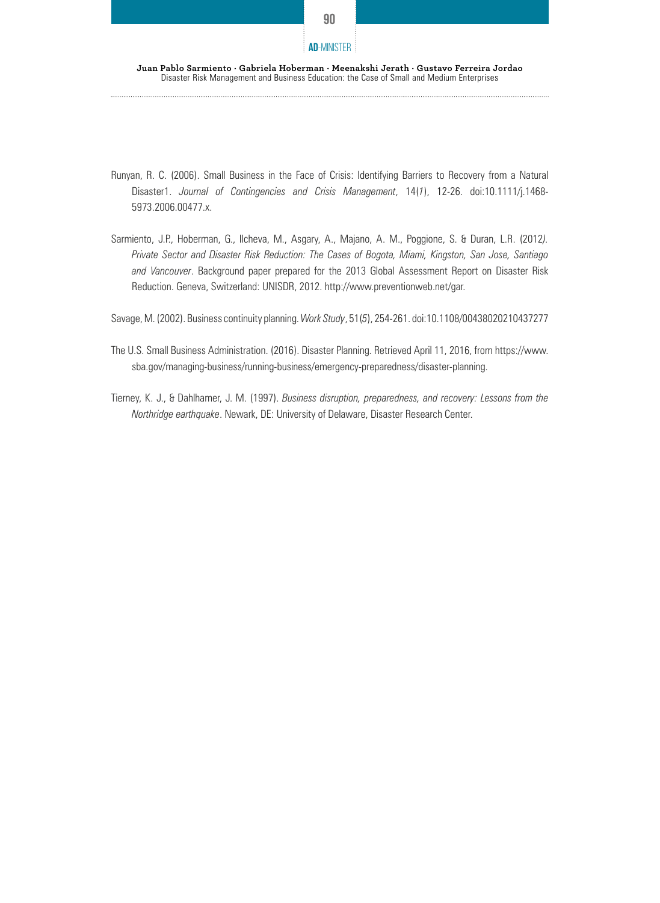Runyan, R. C. (2006). Small Business in the Face of Crisis: Identifying Barriers to Recovery from a Natural Disaster1. *Journal of Contingencies and Crisis Management*, 14(*1*), 12-26. doi:10.1111/j.1468-5973.2006.00477.x.

Sarmiento, J.P., Hoberman, G., Ilcheva, M., Asgary, A., Majano, A. M., Poggione, S. & Duran, L.R. (2012*). Private Sector and Disaster Risk Reduction: The Cases of Bogota, Miami, Kingston, San Jose, Santiago and Vancouver*. Background paper prepared for the 2013 Global Assessment Report on Disaster Risk Reduction. Geneva, Switzerland: UNISDR, 2012. http://www.preventionweb.net/gar.

Savage, M. (2002). Business continuity planning. *Work Study*, 51(*5*), 254-261. doi:10.1108/00438020210437277

The U.S. Small Business Administration. (2016). Disaster Planning. Retrieved April 11, 2016, from https://www.sba.gov/managing-business/running-business/emergency-preparedness/disaster-planning.

Tierney, K. J., & Dahlhamer, J. M. (1997). *Business disruption, preparedness, and recovery: Lessons from the Northridge earthquake*. Newark, DE: University of Delaware, Disaster Research Center.